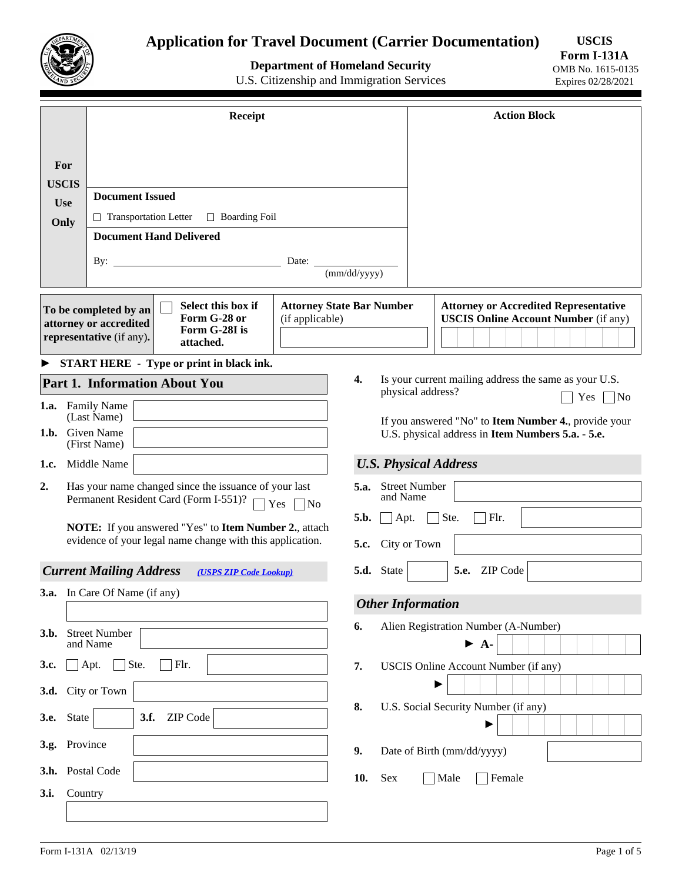# Application for Travel Document (Carrier Documentation)

**Department of Homeland Security**
U.S. Citizenship and Immigration Services

**USCIS Form I-131A**
OMB No. 1615-0135
Expires 02/28/2021

| For USCIS Use Only | Receipt | Action Block |
|---|---|---|
| | **Document Issued** ☐ Transportation Letter ☐ Boarding Foil | |
| | **Document Hand Delivered** By: ______ Date: ______ (mm/dd/yyyy) | |

| **To be completed by an attorney or accredited representative** (if any). | ☐ **Select this box if Form G-28 or Form G-28I is attached.** | **Attorney State Bar Number** (if applicable) | **Attorney or Accredited Representative USCIS Online Account Number** (if any) |
|---|---|---|---|

► **START HERE - Type or print in black ink.**

## Part 1. Information About You

**1.a.** Family Name (Last Name)

**1.b.** Given Name (First Name)

**1.c.** Middle Name

**2.** Has your name changed since the issuance of your last Permanent Resident Card (Form I-551)? ☐ Yes ☐ No

**NOTE:** If you answered "Yes" to **Item Number 2.**, attach evidence of your legal name change with this application.

### *Current Mailing Address* (USPS ZIP Code Lookup)

**3.a.** In Care Of Name (if any)

**3.b.** Street Number and Name

**3.c.** ☐ Apt. ☐ Ste. ☐ Flr.

**3.d.** City or Town

**3.e.** State **3.f.** ZIP Code

**3.g.** Province

**3.h.** Postal Code

**3.i.** Country

**4.** Is your current mailing address the same as your U.S. physical address? ☐ Yes ☐ No

If you answered "No" to **Item Number 4.**, provide your U.S. physical address in **Item Numbers 5.a. - 5.e.**

### *U.S. Physical Address*

**5.a.** Street Number and Name

**5.b.** ☐ Apt. ☐ Ste. ☐ Flr.

**5.c.** City or Town

**5.d.** State **5.e.** ZIP Code

### *Other Information*

**6.** Alien Registration Number (A-Number) ► A-

**7.** USCIS Online Account Number (if any) ►

**8.** U.S. Social Security Number (if any) ►

**9.** Date of Birth (mm/dd/yyyy)

**10.** Sex ☐ Male ☐ Female

Form I-131A 02/13/19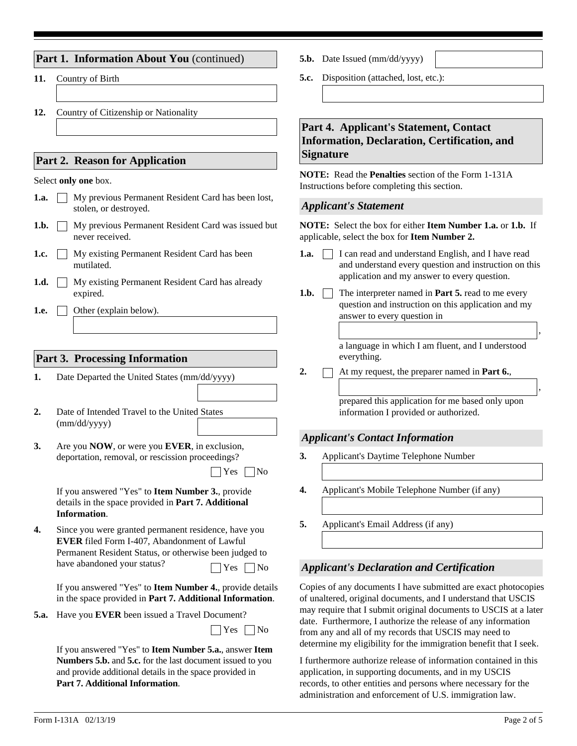## Part 1. Information About You (continued)

**11.** Country of Birth

**12.** Country of Citizenship or Nationality

## Part 2. Reason for Application

Select **only one** box.

**1.a.** ☐ My previous Permanent Resident Card has been lost, stolen, or destroyed.

**1.b.** ☐ My previous Permanent Resident Card was issued but never received.

**1.c.** ☐ My existing Permanent Resident Card has been mutilated.

**1.d.** ☐ My existing Permanent Resident Card has already expired.

**1.e.** ☐ Other (explain below).

## Part 3. Processing Information

**1.** Date Departed the United States (mm/dd/yyyy)

**2.** Date of Intended Travel to the United States (mm/dd/yyyy)

**3.** Are you **NOW**, or were you **EVER**, in exclusion, deportation, removal, or rescission proceedings? ☐ Yes ☐ No

If you answered "Yes" to **Item Number 3.**, provide details in the space provided in **Part 7. Additional Information**.

**4.** Since you were granted permanent residence, have you **EVER** filed Form I-407, Abandonment of Lawful Permanent Resident Status, or otherwise been judged to have abandoned your status? ☐ Yes ☐ No

If you answered "Yes" to **Item Number 4.**, provide details in the space provided in **Part 7. Additional Information**.

**5.a.** Have you **EVER** been issued a Travel Document? ☐ Yes ☐ No

If you answered "Yes" to **Item Number 5.a.**, answer **Item Numbers 5.b.** and **5.c.** for the last document issued to you and provide additional details in the space provided in **Part 7. Additional Information**.

**5.b.** Date Issued (mm/dd/yyyy)

**5.c.** Disposition (attached, lost, etc.):

## Part 4. Applicant's Statement, Contact Information, Declaration, Certification, and Signature

**NOTE:** Read the **Penalties** section of the Form 1-131A Instructions before completing this section.

### *Applicant's Statement*

**NOTE:** Select the box for either **Item Number 1.a.** or **1.b.** If applicable, select the box for **Item Number 2.**

**1.a.** ☐ I can read and understand English, and I have read and understand every question and instruction on this application and my answer to every question.

**1.b.** ☐ The interpreter named in **Part 5.** read to me every question and instruction on this application and my answer to every question in ____________, a language in which I am fluent, and I understood everything.

**2.** ☐ At my request, the preparer named in **Part 6.**, ____________, prepared this application for me based only upon information I provided or authorized.

### *Applicant's Contact Information*

**3.** Applicant's Daytime Telephone Number

**4.** Applicant's Mobile Telephone Number (if any)

**5.** Applicant's Email Address (if any)

### *Applicant's Declaration and Certification*

Copies of any documents I have submitted are exact photocopies of unaltered, original documents, and I understand that USCIS may require that I submit original documents to USCIS at a later date. Furthermore, I authorize the release of any information from any and all of my records that USCIS may need to determine my eligibility for the immigration benefit that I seek.

I furthermore authorize release of information contained in this application, in supporting documents, and in my USCIS records, to other entities and persons where necessary for the administration and enforcement of U.S. immigration law.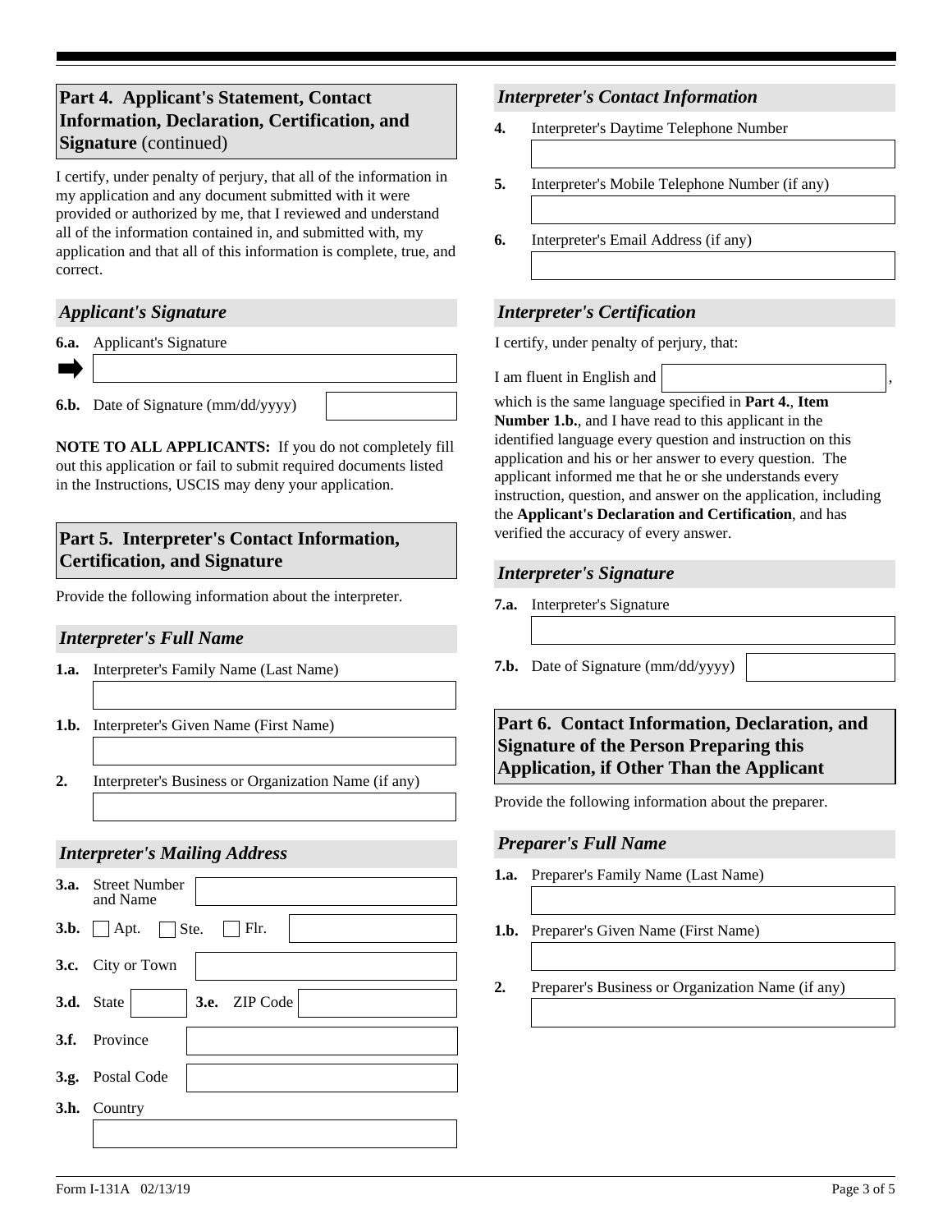## Part 4. Applicant's Statement, Contact Information, Declaration, Certification, and Signature (continued)

I certify, under penalty of perjury, that all of the information in my application and any document submitted with it were provided or authorized by me, that I reviewed and understand all of the information contained in, and submitted with, my application and that all of this information is complete, true, and correct.

### *Applicant's Signature*

**6.a.** Applicant's Signature

**6.b.** Date of Signature (mm/dd/yyyy)

**NOTE TO ALL APPLICANTS:** If you do not completely fill out this application or fail to submit required documents listed in the Instructions, USCIS may deny your application.

## Part 5. Interpreter's Contact Information, Certification, and Signature

Provide the following information about the interpreter.

### *Interpreter's Full Name*

**1.a.** Interpreter's Family Name (Last Name)

**1.b.** Interpreter's Given Name (First Name)

**2.** Interpreter's Business or Organization Name (if any)

### *Interpreter's Mailing Address*

**3.a.** Street Number and Name

**3.b.** ☐ Apt. ☐ Ste. ☐ Flr.

**3.c.** City or Town

**3.d.** State **3.e.** ZIP Code

**3.f.** Province

**3.g.** Postal Code

**3.h.** Country

### *Interpreter's Contact Information*

**4.** Interpreter's Daytime Telephone Number

**5.** Interpreter's Mobile Telephone Number (if any)

**6.** Interpreter's Email Address (if any)

### *Interpreter's Certification*

I certify, under penalty of perjury, that:

I am fluent in English and ______________________,

which is the same language specified in **Part 4.**, **Item Number 1.b.**, and I have read to this applicant in the identified language every question and instruction on this application and his or her answer to every question. The applicant informed me that he or she understands every instruction, question, and answer on the application, including the **Applicant's Declaration and Certification**, and has verified the accuracy of every answer.

### *Interpreter's Signature*

**7.a.** Interpreter's Signature

**7.b.** Date of Signature (mm/dd/yyyy)

## Part 6. Contact Information, Declaration, and Signature of the Person Preparing this Application, if Other Than the Applicant

Provide the following information about the preparer.

### *Preparer's Full Name*

**1.a.** Preparer's Family Name (Last Name)

**1.b.** Preparer's Given Name (First Name)

**2.** Preparer's Business or Organization Name (if any)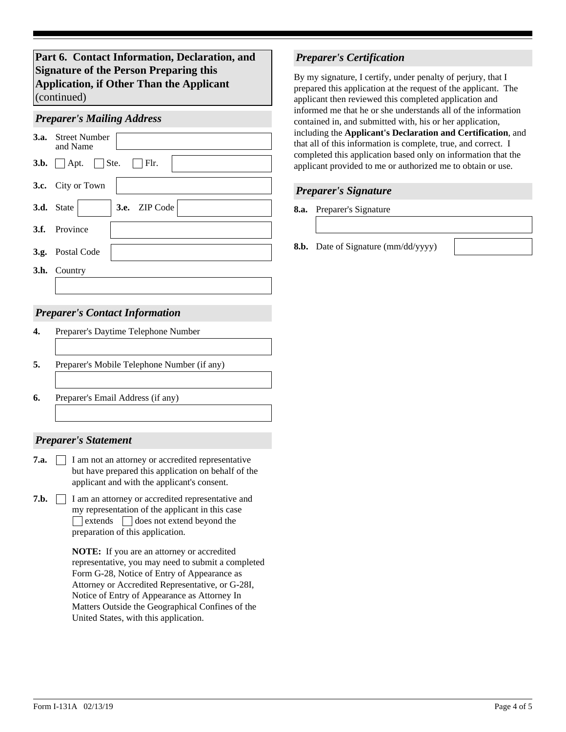## Part 6. Contact Information, Declaration, and Signature of the Person Preparing this Application, if Other Than the Applicant (continued)

### *Preparer's Mailing Address*

**3.a.** Street Number and Name

**3.b.** ☐ Apt. ☐ Ste. ☐ Flr.

**3.c.** City or Town

**3.d.** State **3.e.** ZIP Code

**3.f.** Province

**3.g.** Postal Code

**3.h.** Country

### *Preparer's Contact Information*

**4.** Preparer's Daytime Telephone Number

**5.** Preparer's Mobile Telephone Number (if any)

**6.** Preparer's Email Address (if any)

### *Preparer's Statement*

**7.a.** ☐ I am not an attorney or accredited representative but have prepared this application on behalf of the applicant and with the applicant's consent.

**7.b.** ☐ I am an attorney or accredited representative and my representation of the applicant in this case ☐ extends ☐ does not extend beyond the preparation of this application.

**NOTE:** If you are an attorney or accredited representative, you may need to submit a completed Form G-28, Notice of Entry of Appearance as Attorney or Accredited Representative, or G-28I, Notice of Entry of Appearance as Attorney In Matters Outside the Geographical Confines of the United States, with this application.

### *Preparer's Certification*

By my signature, I certify, under penalty of perjury, that I prepared this application at the request of the applicant. The applicant then reviewed this completed application and informed me that he or she understands all of the information contained in, and submitted with, his or her application, including the **Applicant's Declaration and Certification**, and that all of this information is complete, true, and correct. I completed this application based only on information that the applicant provided to me or authorized me to obtain or use.

### *Preparer's Signature*

**8.a.** Preparer's Signature

**8.b.** Date of Signature (mm/dd/yyyy)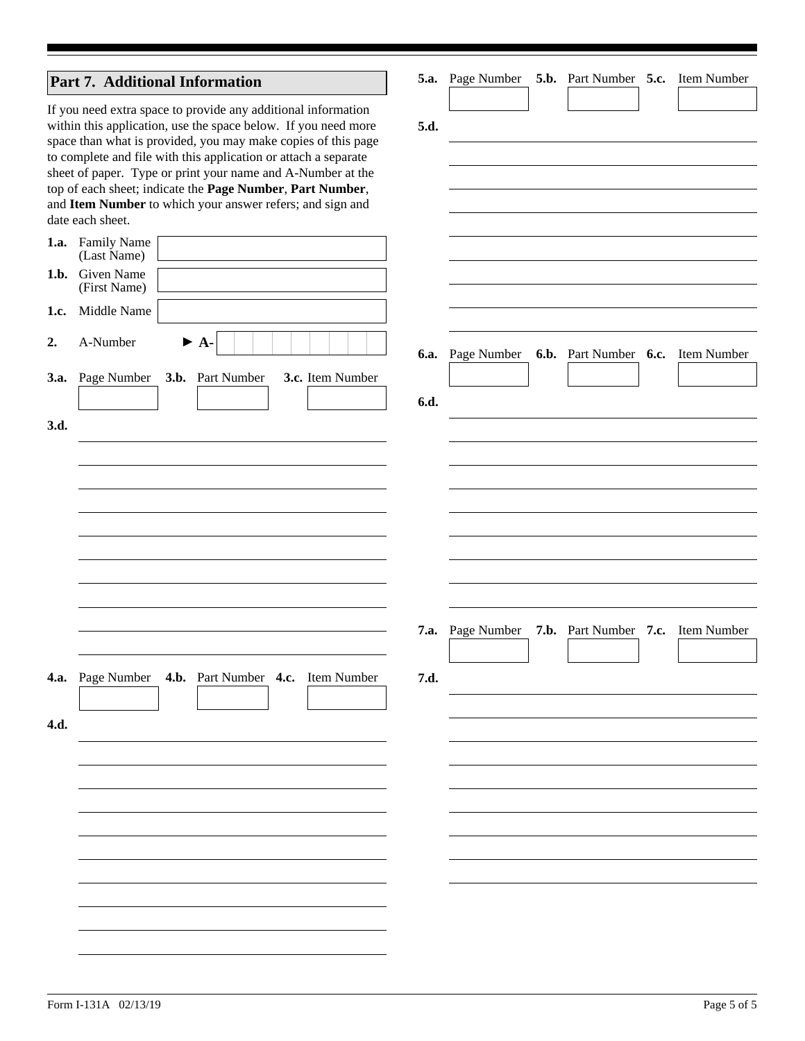## Part 7. Additional Information

If you need extra space to provide any additional information within this application, use the space below. If you need more space than what is provided, you may make copies of this page to complete and file with this application or attach a separate sheet of paper. Type or print your name and A-Number at the top of each sheet; indicate the **Page Number**, **Part Number**, and **Item Number** to which your answer refers; and sign and date each sheet.

**1.a.** Family Name (Last Name)

**1.b.** Given Name (First Name)

**1.c.** Middle Name

**2.** A-Number ► **A-**

**3.a.** Page Number **3.b.** Part Number **3.c.** Item Number

**3.d.**

**4.a.** Page Number **4.b.** Part Number **4.c.** Item Number

**4.d.**

**5.a.** Page Number **5.b.** Part Number **5.c.** Item Number

**5.d.**

**6.a.** Page Number **6.b.** Part Number **6.c.** Item Number

**6.d.**

**7.a.** Page Number **7.b.** Part Number **7.c.** Item Number

**7.d.**

Form I-131A 02/13/19